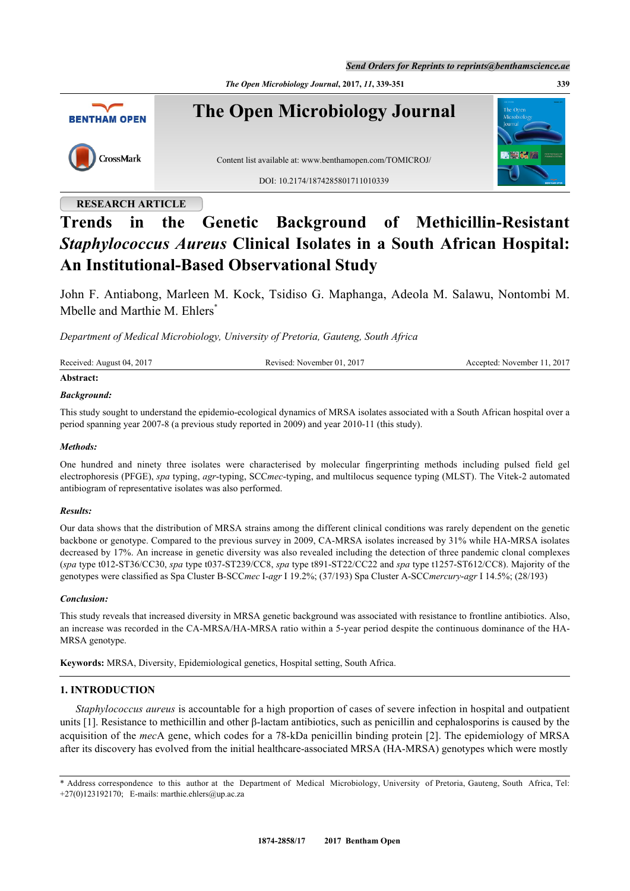RESEARCH ARTICLE

# Trends in the Genetic Background of Methicillin-Resistant *Staphylococcus Aureus* Clinical Isolates in a South African Hospital: An Institutional-Based Observational Study

John F. Antiabong, Marleen M. Kock, Tsidiso G. Maphanga, Adeola M. Salawu, Nontombi M. Mbelle and Marthie M. Ehlers[*]

*Department of Medical Microbiology, University of Pretoria, Gauteng, South Africa*

Received: August 04, 2017 Revised: November 01, 2017 Accepted: November 11, 2017

**Abstract:**

***Background:***

This study sought to understand the epidemio-ecological dynamics of MRSA isolates associated with a South African hospital over a period spanning year 2007-8 (a previous study reported in 2009) and year 2010-11 (this study).

***Methods:***

One hundred and ninety three isolates were characterised by molecular fingerprinting methods including pulsed field gel electrophoresis (PFGE), *spa* typing, *agr*-typing, SCC*mec*-typing, and multilocus sequence typing (MLST). The Vitek-2 automated antibiogram of representative isolates was also performed.

***Results:***

Our data shows that the distribution of MRSA strains among the different clinical conditions was rarely dependent on the genetic backbone or genotype. Compared to the previous survey in 2009, CA-MRSA isolates increased by 31% while HA-MRSA isolates decreased by 17%. An increase in genetic diversity was also revealed including the detection of three pandemic clonal complexes (*spa* type t012-ST36/CC30, *spa* type t037-ST239/CC8, *spa* type t891-ST22/CC22 and *spa* type t1257-ST612/CC8). Majority of the genotypes were classified as Spa Cluster B-SCC*mec* I-*agr* I 19.2%; (37/193) Spa Cluster A-SCC*mercury*-*agr* I 14.5%; (28/193)

***Conclusion:***

This study reveals that increased diversity in MRSA genetic background was associated with resistance to frontline antibiotics. Also, an increase was recorded in the CA-MRSA/HA-MRSA ratio within a 5-year period despite the continuous dominance of the HA-MRSA genotype.

**Keywords:** MRSA, Diversity, Epidemiological genetics, Hospital setting, South Africa.

## 1. INTRODUCTION

*Staphylococcus aureus* is accountable for a high proportion of cases of severe infection in hospital and outpatient units [1]. Resistance to methicillin and other β-lactam antibiotics, such as penicillin and cephalosporins is caused by the acquisition of the *mec*A gene, which codes for a 78-kDa penicillin binding protein [2]. The epidemiology of MRSA after its discovery has evolved from the initial healthcare-associated MRSA (HA-MRSA) genotypes which were mostly

[*] Address correspondence to this author at the Department of Medical Microbiology, University of Pretoria, Gauteng, South Africa, Tel: +27(0)123192170; E-mails: marthie.ehlers@up.ac.za

1874-2858/17 2017 Bentham Open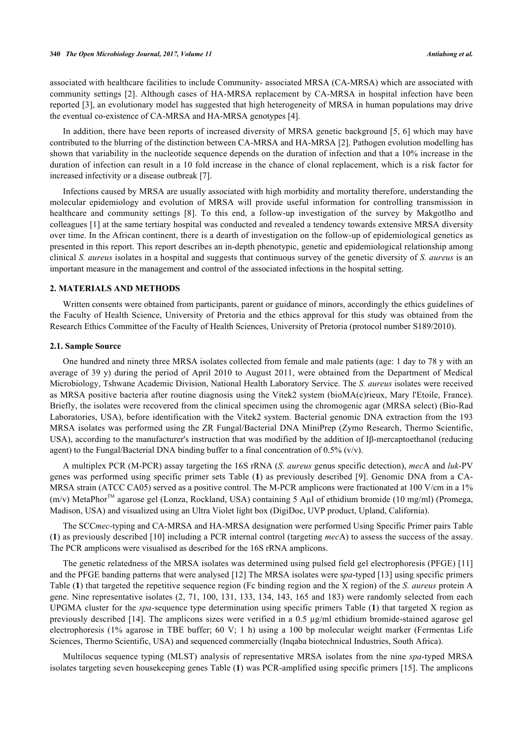associated with healthcare facilities to include Community- associated MRSA (CA-MRSA) which are associated with community settings [2]. Although cases of HA-MRSA replacement by CA-MRSA in hospital infection have been reported [3], an evolutionary model has suggested that high heterogeneity of MRSA in human populations may drive the eventual co-existence of CA-MRSA and HA-MRSA genotypes [4].

In addition, there have been reports of increased diversity of MRSA genetic background [5, 6] which may have contributed to the blurring of the distinction between CA-MRSA and HA-MRSA [2]. Pathogen evolution modelling has shown that variability in the nucleotide sequence depends on the duration of infection and that a 10% increase in the duration of infection can result in a 10 fold increase in the chance of clonal replacement, which is a risk factor for increased infectivity or a disease outbreak [7].

Infections caused by MRSA are usually associated with high morbidity and mortality therefore, understanding the molecular epidemiology and evolution of MRSA will provide useful information for controlling transmission in healthcare and community settings [8]. To this end, a follow-up investigation of the survey by Makgotlho and colleagues [1] at the same tertiary hospital was conducted and revealed a tendency towards extensive MRSA diversity over time. In the African continent, there is a dearth of investigation on the follow-up of epidemiological genetics as presented in this report. This report describes an in-depth phenotypic, genetic and epidemiological relationship among clinical *S. aureus* isolates in a hospital and suggests that continuous survey of the genetic diversity of *S. aureus* is an important measure in the management and control of the associated infections in the hospital setting.

## 2. MATERIALS AND METHODS

Written consents were obtained from participants, parent or guidance of minors, accordingly the ethics guidelines of the Faculty of Health Science, University of Pretoria and the ethics approval for this study was obtained from the Research Ethics Committee of the Faculty of Health Sciences, University of Pretoria (protocol number S189/2010).

### 2.1. Sample Source

One hundred and ninety three MRSA isolates collected from female and male patients (age: 1 day to 78 y with an average of 39 y) during the period of April 2010 to August 2011, were obtained from the Department of Medical Microbiology, Tshwane Academic Division, National Health Laboratory Service. The *S. aureus* isolates were received as MRSA positive bacteria after routine diagnosis using the Vitek2 system (bioMA(c)rieux, Mary l'Etoile, France). Briefly, the isolates were recovered from the clinical specimen using the chromogenic agar (MRSA select) (Bio-Rad Laboratories, USA), before identification with the Vitek2 system. Bacterial genomic DNA extraction from the 193 MRSA isolates was performed using the ZR Fungal/Bacterial DNA MiniPrep (Zymo Research, Thermo Scientific, USA), according to the manufacturer's instruction that was modified by the addition of Iβ-mercaptoethanol (reducing agent) to the Fungal/Bacterial DNA binding buffer to a final concentration of 0.5% (v/v).

A multiplex PCR (M-PCR) assay targeting the 16S rRNA (*S. aureus* genus specific detection), *mec*A and *luk*-PV genes was performed using specific primer sets Table (**1**) as previously described [9]. Genomic DNA from a CA-MRSA strain (ATCC CA05) served as a positive control. The M-PCR amplicons were fractionated at 100 V/cm in a 1% (m/v) MetaPhor™ agarose gel (Lonza, Rockland, USA) containing 5 Aµl of ethidium bromide (10 mg/ml) (Promega, Madison, USA) and visualized using an Ultra Violet light box (DigiDoc, UVP product, Upland, California).

The SCC*mec*-typing and CA-MRSA and HA-MRSA designation were performed Using Specific Primer pairs Table (**1**) as previously described [10] including a PCR internal control (targeting *mec*A) to assess the success of the assay. The PCR amplicons were visualised as described for the 16S rRNA amplicons.

The genetic relatedness of the MRSA isolates was determined using pulsed field gel electrophoresis (PFGE) [11] and the PFGE banding patterns that were analysed [12] The MRSA isolates were s*pa*-typed [13] using specific primers Table (**1**) that targeted the repetitive sequence region (Fc binding region and the X region) of the *S. aureus* protein A gene. Nine representative isolates (2, 71, 100, 131, 133, 134, 143, 165 and 183) were randomly selected from each UPGMA cluster for the *spa*-sequence type determination using specific primers Table (**1**) that targeted X region as previously described [14]. The amplicons sizes were verified in a 0.5 µg/ml ethidium bromide-stained agarose gel electrophoresis (1% agarose in TBE buffer; 60 V; 1 h) using a 100 bp molecular weight marker (Fermentas Life Sciences, Thermo Scientific, USA) and sequenced commercially (Inqaba biotechnical Industries, South Africa).

Multilocus sequence typing (MLST) analysis of representative MRSA isolates from the nine *spa*-typed MRSA isolates targeting seven housekeeping genes Table (**1**) was PCR-amplified using specific primers [15]. The amplicons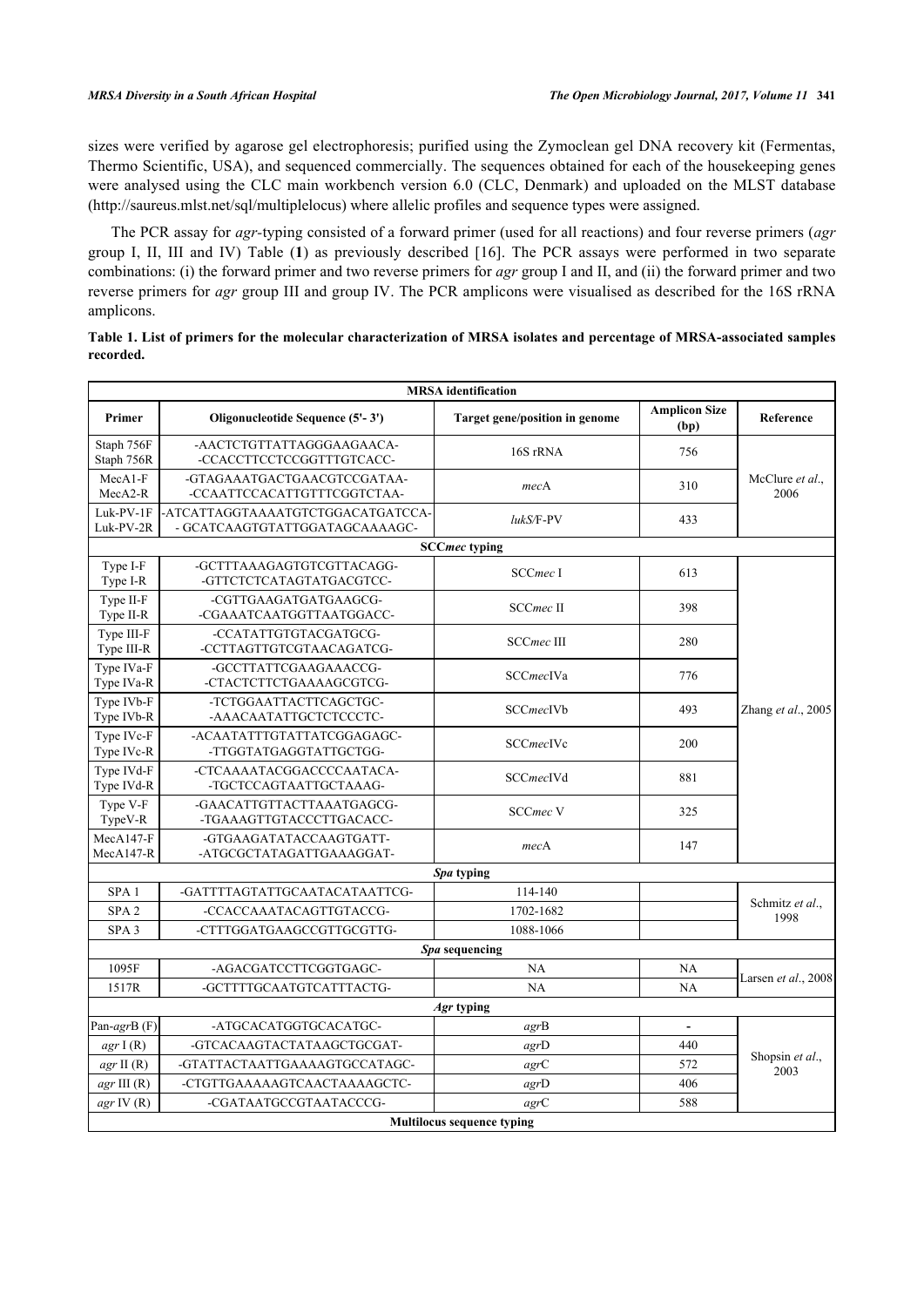sizes were verified by agarose gel electrophoresis; purified using the Zymoclean gel DNA recovery kit (Fermentas, Thermo Scientific, USA), and sequenced commercially. The sequences obtained for each of the housekeeping genes were analysed using the CLC main workbench version 6.0 (CLC, Denmark) and uploaded on the MLST database (http://saureus.mlst.net/sql/multiplelocus) where allelic profiles and sequence types were assigned.

The PCR assay for *agr*-typing consisted of a forward primer (used for all reactions) and four reverse primers (*agr* group I, II, III and IV) Table (**1**) as previously described [16]. The PCR assays were performed in two separate combinations: (i) the forward primer and two reverse primers for *agr* group I and II, and (ii) the forward primer and two reverse primers for *agr* group III and group IV. The PCR amplicons were visualised as described for the 16S rRNA amplicons.

**Table 1. List of primers for the molecular characterization of MRSA isolates and percentage of MRSA-associated samples recorded.**

| Primer | Oligonucleotide Sequence (5'- 3') | Target gene/position in genome | Amplicon Size (bp) | Reference |
|---|---|---|---|---|
| **MRSA identification** | | | | |
| Staph 756F<br>Staph 756R | -AACTCTGTTATTAGGGAAGAACA-<br>-CCACCTTCCTCCGGTTTGTCACC- | 16S rRNA | 756 | McClure *et al*., 2006 |
| MecA1-F<br>MecA2-R | -GTAGAAATGACTGAACGTCCGATAA-<br>-CCAATTCCACATTGTTTCGGTCTAA- | *mec*A | 310 | |
| Luk-PV-1F<br>Luk-PV-2R | -ATCATTAGGTAAAATGTCTGGACATGATCCA-<br>- GCATCAAGTGTATTGGATAGCAAAAGC- | *lukS*/F-PV | 433 | |
| **SCC*mec* typing** | | | | |
| Type I-F<br>Type I-R | -GCTTTAAAGAGTGTCGTTACAGG-<br>-GTTCTCTCATAGTATGACGTCC- | SCC*mec* I | 613 | Zhang *et al*., 2005 |
| Type II-F<br>Type II-R | -CGTTGAAGATGATGAAGCG-<br>-CGAAATCAATGGTTAATGGACC- | SCC*mec* II | 398 | |
| Type III-F<br>Type III-R | -CCATATTGTGTACGATGCG-<br>-CCTTAGTTGTCGTAACAGATCG- | SCC*mec* III | 280 | |
| Type IVa-F<br>Type IVa-R | -GCCTTATTCGAAGAAACCG-<br>-CTACTCTTCTGAAAAGCGTCG- | SCC*mec*IVa | 776 | |
| Type IVb-F<br>Type IVb-R | -TCTGGAATTACTTCAGCTGC-<br>-AAACAATATTGCTCTCCCTC- | SCC*mec*IVb | 493 | |
| Type IVc-F<br>Type IVc-R | -ACAATATTTGTATTATCGGAGAGC-<br>-TTGGTATGAGGTATTGCTGG- | SCC*mec*IVc | 200 | |
| Type IVd-F<br>Type IVd-R | -CTCAAAATACGGACCCCAATACA-<br>-TGCTCCAGTAATTGCTAAAG- | SCC*mec*IVd | 881 | |
| Type V-F<br>TypeV-R | -GAACATTGTTACTTAAATGAGCG-<br>-TGAAAGTTGTACCCTTGACACC- | SCC*mec* V | 325 | |
| MecA147-F<br>MecA147-R | -GTGAAGATATACCAAGTGATT-<br>-ATGCGCTATAGATTGAAAGGAT- | *mec*A | 147 | |
| ***Spa* typing** | | | | |
| SPA 1 | -GATTTTAGTATTGCAATACATAATTCG- | 114-140 | | Schmitz *et al*., 1998 |
| SPA 2 | -CCACCAAATACAGTTGTACCG- | 1702-1682 | | |
| SPA 3 | -CTTTGGATGAAGCCGTTGCGTTG- | 1088-1066 | | |
| ***Spa* sequencing** | | | | |
| 1095F | -AGACGATCCTTCGGTGAGC- | NA | NA | Larsen *et al*., 2008 |
| 1517R | -GCTTTTGCAATGTCATTTACTG- | NA | NA | |
| ***Agr* typing** | | | | |
| Pan-*agr*B (F) | -ATGCACATGGTGCACATGC- | *agr*B | - | Shopsin *et al*., 2003 |
| *agr* I (R) | -GTCACAAGTACTATAAGCTGCGAT- | *agr*D | 440 | |
| *agr* II (R) | -GTATTACTAATTGAAAAGTGCCATAGC- | *agr*C | 572 | |
| *agr* III (R) | -CTGTTGAAAAAGTCAACTAAAAGCTC- | *agr*D | 406 | |
| *agr* IV (R) | -CGATAATGCCGTAATACCCG- | *agr*C | 588 | |
| **Multilocus sequence typing** | | | | |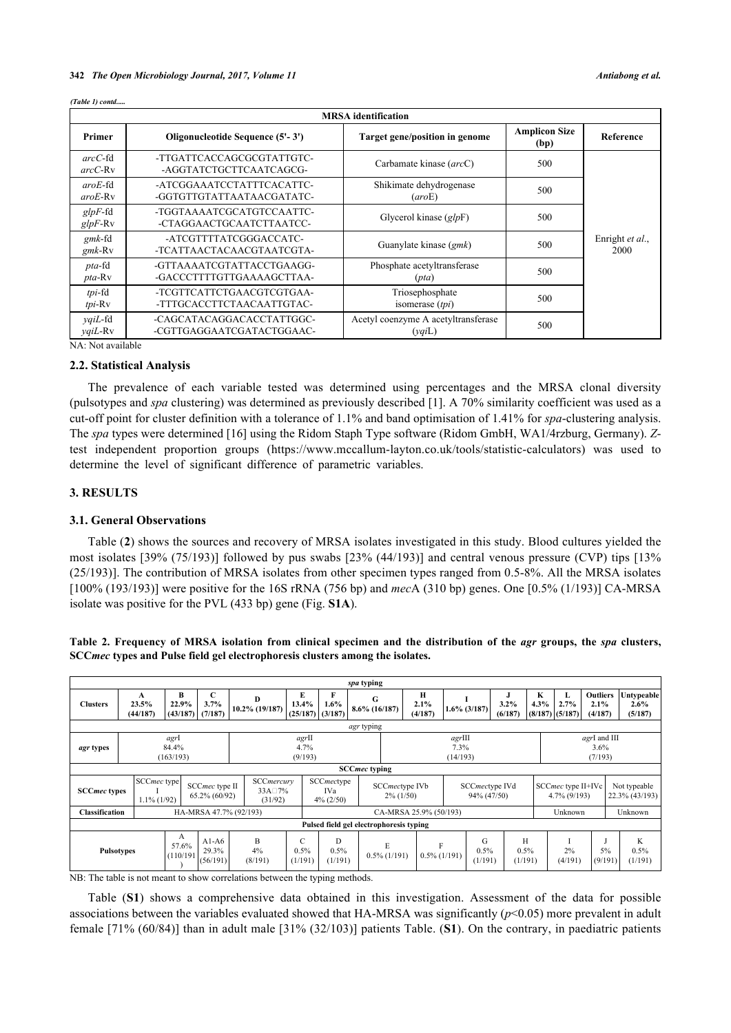*(Table 1) contd.....*

| MRSA identification | | | | |
|---|---|---|---|---|
| **Primer** | **Oligonucleotide Sequence (5'- 3')** | **Target gene/position in genome** | **Amplicon Size (bp)** | **Reference** |
| *arcC*-fd<br>*arcC*-Rv | -TTGATTCACCAGCGCGTATTGTC-<br>-AGGTATCTGCTTCAATCAGCG- | Carbamate kinase (*arc*C) | 500 | Enright *et al*., 2000 |
| *aroE*-fd<br>*aroE*-Rv | -ATCGGAAATCCTATTTCACATTC-<br>-GGTGTTGTATTAATAACGATATC- | Shikimate dehydrogenase (*aro*E) | 500 | |
| *glpF*-fd<br>*glpF*-Rv | -TGGTAAAATCGCATGTCCAATTC-<br>-CTAGGAACTGCAATCTTAATCC- | Glycerol kinase (*glp*F) | 500 | |
| *gmk*-fd<br>*gmk*-Rv | -ATCGTTTTATCGGGACCATC-<br>-TCATTAACTACAACGTAATCGTA- | Guanylate kinase (*gmk*) | 500 | |
| *pta*-fd<br>*pta*-Rv | -GTTAAAATCGTATTACCTGAAGG-<br>-GACCCTTTTGTTGAAAAGCTTAA- | Phosphate acetyltransferase (*pta*) | 500 | |
| *tpi*-fd<br>*tpi*-Rv | -TCGTTCATTCTGAACGTCGTGAA-<br>-TTTGCACCTTCTAACAATTGTAC- | Triosephosphate isomerase (*tpi*) | 500 | |
| *yqiL*-fd<br>*yqiL*-Rv | -CAGCATACAGGACACCTATTGGC-<br>-CGTTGAGGAATCGATACTGGAAC- | Acetyl coenzyme A acetyltransferase (*yqi*L) | 500 | |

NA: Not available

### 2.2. Statistical Analysis

The prevalence of each variable tested was determined using percentages and the MRSA clonal diversity (pulsotypes and *spa* clustering) was determined as previously described [1]. A 70% similarity coefficient was used as a cut-off point for cluster definition with a tolerance of 1.1% and band optimisation of 1.41% for *spa*-clustering analysis. The *spa* types were determined [16] using the Ridom Staph Type software (Ridom GmbH, WA1/4rzburg, Germany). *Z*-test independent proportion groups (https://www.mccallum-layton.co.uk/tools/statistic-calculators) was used to determine the level of significant difference of parametric variables.

## 3. RESULTS

### 3.1. General Observations

Table (**2**) shows the sources and recovery of MRSA isolates investigated in this study. Blood cultures yielded the most isolates [39% (75/193)] followed by pus swabs [23% (44/193)] and central venous pressure (CVP) tips [13% (25/193)]. The contribution of MRSA isolates from other specimen types ranged from 0.5-8%. All the MRSA isolates [100% (193/193)] were positive for the 16S rRNA (756 bp) and *mec*A (310 bp) genes. One [0.5% (1/193)] CA-MRSA isolate was positive for the PVL (433 bp) gene (Fig. **S1A**).

**Table 2. Frequency of MRSA isolation from clinical specimen and the distribution of the *agr* groups, the *spa* clusters, SCC*mec* types and Pulse field gel electrophoresis clusters among the isolates.**

***spa* typing**

| Clusters | A | B | C | D | E | F | G | H | I | J | K | L | Outliers | Untypeable |
|---|---|---|---|---|---|---|---|---|---|---|---|---|---|---|
| | 23.5% (44/187) | 22.9% (43/187) | 3.7% (7/187) | 10.2% (19/187) | 13.4% (25/187) | 1.6% (3/187) | 8.6% (16/187) | 2.1% (4/187) | 1.6% (3/187) | 3.2% (6/187) | 4.3% (8/187) | 2.7% (5/187) | 2.1% (4/187) | 2.6% (5/187) |

***agr* typing**

| *agr* types | *agr*I | *agr*II | *agr*III | *agr*I and III |
|---|---|---|---|---|
| | 84.4% (163/193) | 4.7% (9/193) | 7.3% (14/193) | 3.6% (7/193) |

**SCC*mec* typing**

| SCC*mec* types | SCC*mec* type I | SCC*mec* type II | SCC*mercury* | SCC*mec*type IVa | SCC*mec*type IVb | SCC*mec*type IVd | SCC*mec* type II+IVc | Not typeable |
|---|---|---|---|---|---|---|---|---|
| | 1.1% (1/92) | 65.2% (60/92) | 33A□7% (31/92) | 4% (2/50) | 2% (1/50) | 94% (47/50) | 4.7% (9/193) | 22.3% (43/193) |
| Classification | HA-MRSA 47.7% (92/193) | | | CA-MRSA 25.9% (50/193) | | | Unknown | Unknown |

**Pulsed field gel electrophoresis typing**

| Pulsotypes | A | A1-A6 | B | C | D | E | F | G | H | I | J | K |
|---|---|---|---|---|---|---|---|---|---|---|---|---|
| | 57.6% (110/191) | 29.3% (56/191) | 4% (8/191) | 0.5% (1/191) | 0.5% (1/191) | 0.5% (1/191) | 0.5% (1/191) | 0.5% (1/191) | 0.5% (1/191) | 2% (4/191) | 5% (9/191) | 0.5% (1/191) |

NB: The table is not meant to show correlations between the typing methods.

Table (**S1**) shows a comprehensive data obtained in this investigation. Assessment of the data for possible associations between the variables evaluated showed that HA-MRSA was significantly ($p$<0.05) more prevalent in adult female [71% (60/84)] than in adult male [31% (32/103)] patients Table. (**S1**). On the contrary, in paediatric patients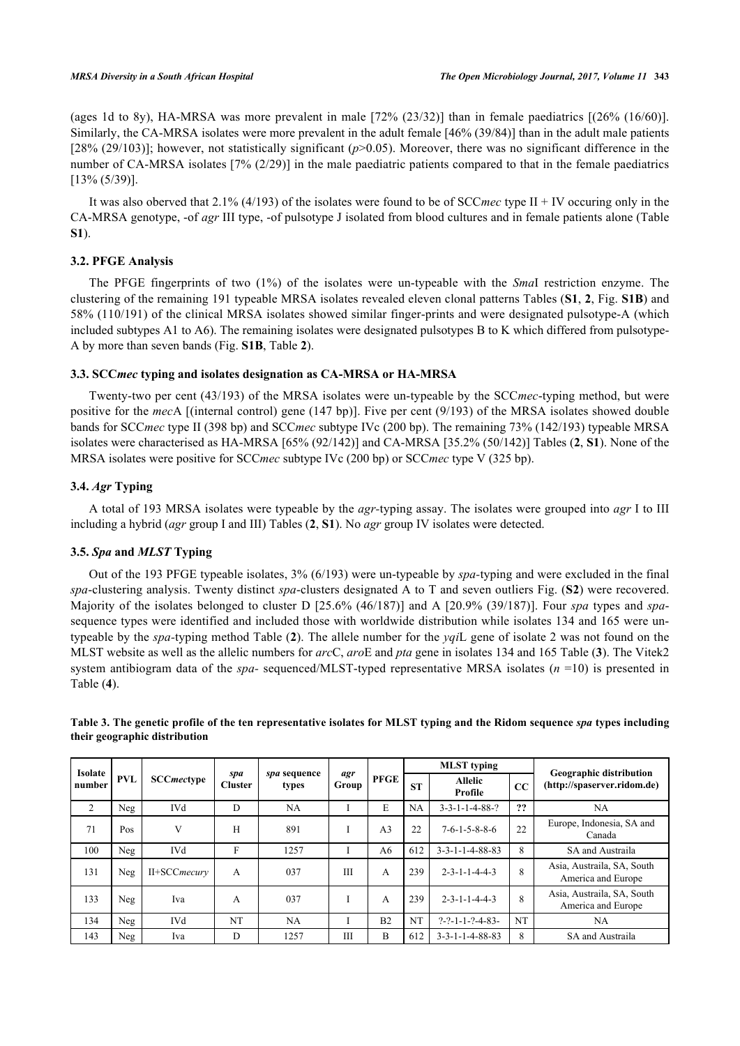(ages 1d to 8y), HA-MRSA was more prevalent in male [72% (23/32)] than in female paediatrics [(26% (16/60)]. Similarly, the CA-MRSA isolates were more prevalent in the adult female [46% (39/84)] than in the adult male patients [28% (29/103)]; however, not statistically significant ($p$>0.05). Moreover, there was no significant difference in the number of CA-MRSA isolates [7% (2/29)] in the male paediatric patients compared to that in the female paediatrics [13% (5/39)].

It was also oberved that 2.1% (4/193) of the isolates were found to be of SCC*mec* type II + IV occuring only in the CA-MRSA genotype, -of *agr* III type, -of pulsotype J isolated from blood cultures and in female patients alone (Table **S1**).

### 3.2. PFGE Analysis

The PFGE fingerprints of two (1%) of the isolates were un-typeable with the *Sma*I restriction enzyme. The clustering of the remaining 191 typeable MRSA isolates revealed eleven clonal patterns Tables (**S1**, **2**, Fig. **S1B**) and 58% (110/191) of the clinical MRSA isolates showed similar finger-prints and were designated pulsotype-A (which included subtypes A1 to A6). The remaining isolates were designated pulsotypes B to K which differed from pulsotype-A by more than seven bands (Fig. **S1B**, Table **2**).

### 3.3. SCC*mec* typing and isolates designation as CA-MRSA or HA-MRSA

Twenty-two per cent (43/193) of the MRSA isolates were un-typeable by the SCC*mec*-typing method, but were positive for the *mec*A [(internal control) gene (147 bp)]. Five per cent (9/193) of the MRSA isolates showed double bands for SCC*mec* type II (398 bp) and SCC*mec* subtype IVc (200 bp). The remaining 73% (142/193) typeable MRSA isolates were characterised as HA-MRSA [65% (92/142)] and CA-MRSA [35.2% (50/142)] Tables (**2**, **S1**). None of the MRSA isolates were positive for SCC*mec* subtype IVc (200 bp) or SCC*mec* type V (325 bp).

### 3.4. *Agr* Typing

A total of 193 MRSA isolates were typeable by the *agr*-typing assay. The isolates were grouped into *agr* I to III including a hybrid (*agr* group I and III) Tables (**2**, **S1**). No *agr* group IV isolates were detected.

### 3.5. *Spa* and *MLST* Typing

Out of the 193 PFGE typeable isolates, 3% (6/193) were un-typeable by *spa*-typing and were excluded in the final *spa*-clustering analysis. Twenty distinct *spa*-clusters designated A to T and seven outliers Fig. (**S2**) were recovered. Majority of the isolates belonged to cluster D [25.6% (46/187)] and A [20.9% (39/187)]. Four *spa* types and *spa*-sequence types were identified and included those with worldwide distribution while isolates 134 and 165 were un-typeable by the *spa*-typing method Table (**2**). The allele number for the *yqi*L gene of isolate 2 was not found on the MLST website as well as the allelic numbers for *arc*C, *aro*E and *pta* gene in isolates 134 and 165 Table (**3**). The Vitek2 system antibiogram data of the *spa*- sequenced/MLST-typed representative MRSA isolates ($n$ =10) is presented in Table (**4**).

**Table 3. The genetic profile of the ten representative isolates for MLST typing and the Ridom sequence *spa* types including their geographic distribution**

| Isolate number | PVL | SCC*mec*type | *spa* Cluster | *spa* sequence types | *agr* Group | PFGE | MLST typing | | | Geographic distribution (http://spaserver.ridom.de) |
|---|---|---|---|---|---|---|---|---|---|---|
| | | | | | | | ST | Allelic Profile | CC | |
| 2 | Neg | IVd | D | NA | I | E | NA | 3-3-1-1-4-88-? | ?? | NA |
| 71 | Pos | V | H | 891 | I | A3 | 22 | 7-6-1-5-8-8-6 | 22 | Europe, Indonesia, SA and Canada |
| 100 | Neg | IVd | F | 1257 | I | A6 | 612 | 3-3-1-1-4-88-83 | 8 | SA and Austraila |
| 131 | Neg | II+SCC*mecury* | A | 037 | III | A | 239 | 2-3-1-1-4-4-3 | 8 | Asia, Austraila, SA, South America and Europe |
| 133 | Neg | Iva | A | 037 | I | A | 239 | 2-3-1-1-4-4-3 | 8 | Asia, Austraila, SA, South America and Europe |
| 134 | Neg | IVd | NT | NA | I | B2 | NT | ?-?-1-1-?-4-83- | NT | NA |
| 143 | Neg | Iva | D | 1257 | III | B | 612 | 3-3-1-1-4-88-83 | 8 | SA and Austraila |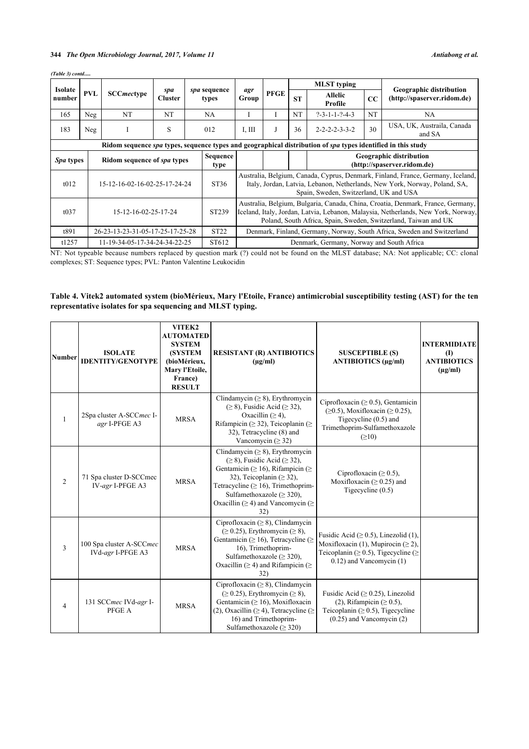*(Table 3) contd.....*

| Isolate number | PVL | SCC*mec*type | *spa* Cluster | *spa* sequence types | *agr* Group | PFGE | MLST typing ST | Allelic Profile | CC | Geographic distribution (http://spaserver.ridom.de) |
|---|---|---|---|---|---|---|---|---|---|---|
| 165 | Neg | NT | NT | NA | I | I | NT | ?-3-1-1-?-4-3 | NT | NA |
| 183 | Neg | I | S | 012 | I, III | J | 36 | 2-2-2-2-3-3-2 | 30 | USA, UK, Austraila, Canada and SA |

Ridom sequence *spa* types, sequence types and geographical distribution of *spa* types identified in this study

| *Spa* types | Ridom sequence of *spa* types | Sequence type | Geographic distribution (http://spaserver.ridom.de) |
|---|---|---|---|
| t012 | 15-12-16-02-16-02-25-17-24-24 | ST36 | Australia, Belgium, Canada, Cyprus, Denmark, Finland, France, Germany, Iceland, Italy, Jordan, Latvia, Lebanon, Netherlands, New York, Norway, Poland, SA, Spain, Sweden, Switzerland, UK and USA |
| t037 | 15-12-16-02-25-17-24 | ST239 | Australia, Belgium, Bulgaria, Canada, China, Croatia, Denmark, France, Germany, Iceland, Italy, Jordan, Latvia, Lebanon, Malaysia, Netherlands, New York, Norway, Poland, South Africa, Spain, Sweden, Switzerland, Taiwan and UK |
| t891 | 26-23-13-23-31-05-17-25-17-25-28 | ST22 | Denmark, Finland, Germany, Norway, South Africa, Sweden and Switzerland |
| t1257 | 11-19-34-05-17-34-24-34-22-25 | ST612 | Denmark, Germany, Norway and South Africa |

NT: Not typeable because numbers replaced by question mark (?) could not be found on the MLST database; NA: Not applicable; CC: clonal complexes; ST: Sequence types; PVL: Panton Valentine Leukocidin

**Table 4. Vitek2 automated system (bioMérieux, Mary l'Etoile, France) antimicrobial susceptibility testing (AST) for the ten representative isolates for spa sequencing and MLST typing.**

| Number | ISOLATE IDENTITY/GENOTYPE | VITEK2 AUTOMATED SYSTEM (SYSTEM (bioMérieux, Mary l'Etoile, France) RESULT | RESISTANT (R) ANTIBIOTICS (µg/ml) | SUSCEPTIBLE (S) ANTIBIOTICS (µg/ml) | INTERMIDIATE (I) ANTIBIOTICS (µg/ml) |
|---|---|---|---|---|---|
| 1 | 2Spa cluster A-SCC*mec* I-*agr* I-PFGE A3 | MRSA | Clindamycin (≥ 8), Erythromycin (≥ 8), Fusidic Acid (≥ 32), Oxacillin (≥ 4), Rifampicin (≥ 32), Teicoplanin (≥ 32), Tetracycline (8) and Vancomycin (≥ 32) | Ciprofloxacin (≥ 0.5), Gentamicin (≥0.5), Moxifloxacin (≥ 0.25), Tigecycline (0.5) and Trimethoprim-Sulfamethoxazole (≥10) | |
| 2 | 71 Spa cluster D-SCCmec IV-*agr* I-PFGE A3 | MRSA | Clindamycin (≥ 8), Erythromycin (≥ 8), Fusidic Acid (≥ 32), Gentamicin (≥ 16), Rifampicin (≥ 32), Teicoplanin (≥ 32), Tetracycline (≥ 16), Trimethoprim-Sulfamethoxazole (≥ 320), Oxacillin (≥ 4) and Vancomycin (≥ 32) | Ciprofloxacin (≥ 0.5), Moxifloxacin (≥ 0.25) and Tigecycline (0.5) | |
| 3 | 100 Spa cluster A-SCC*mec* IVd-*agr* I-PFGE A3 | MRSA | Ciprofloxacin (≥ 8), Clindamycin (≥ 0.25), Erythromycin (≥ 8), Gentamicin (≥ 16), Tetracycline (≥ 16), Trimethoprim-Sulfamethoxazole (≥ 320), Oxacillin (≥ 4) and Rifampicin (≥ 32) | Fusidic Acid (≥ 0.5), Linezolid (1), Moxifloxacin (1), Mupirocin (≥ 2), Teicoplanin (≥ 0.5), Tigecycline (≥ 0.12) and Vancomycin (1) | |
| 4 | 131 SCC*mec* IVd-*agr* I-PFGE A | MRSA | Ciprofloxacin (≥ 8), Clindamycin (≥ 0.25), Erythromycin (≥ 8), Gentamicin (≥ 16), Moxifloxacin (2), Oxacillin (≥ 4), Tetracycline (≥ 16) and Trimethoprim-Sulfamethoxazole (≥ 320) | Fusidic Acid (≥ 0.25), Linezolid (2), Rifampicin (≥ 0.5), Teicoplanin (≥ 0.5), Tigecycline (0.25) and Vancomycin (2) | |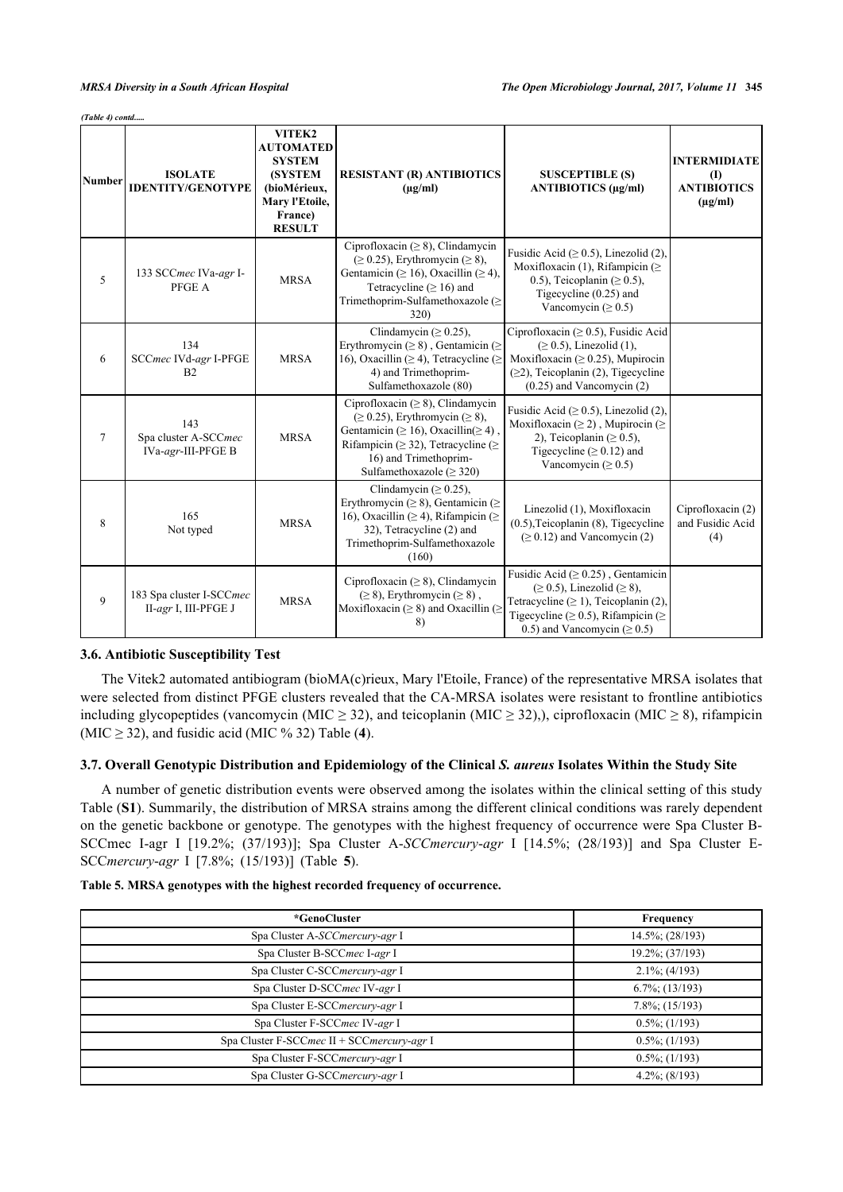*(Table 4) contd.....*

| Number | ISOLATE IDENTITY/GENOTYPE | VITEK2 AUTOMATED SYSTEM (SYSTEM (bioMérieux, Mary l'Etoile, France) RESULT | RESISTANT (R) ANTIBIOTICS (µg/ml) | SUSCEPTIBLE (S) ANTIBIOTICS (µg/ml) | INTERMIDIATE (I) ANTIBIOTICS (µg/ml) |
|---|---|---|---|---|---|
| 5 | 133 SCC*mec* IVa-*agr* I-PFGE A | MRSA | Ciprofloxacin (≥ 8), Clindamycin (≥ 0.25), Erythromycin (≥ 8), Gentamicin (≥ 16), Oxacillin (≥ 4), Tetracycline (≥ 16) and Trimethoprim-Sulfamethoxazole (≥ 320) | Fusidic Acid (≥ 0.5), Linezolid (2), Moxifloxacin (1), Rifampicin (≥ 0.5), Teicoplanin (≥ 0.5), Tigecycline (0.25) and Vancomycin (≥ 0.5) | |
| 6 | 134 SCC*mec* IVd-*agr* I-PFGE B2 | MRSA | Clindamycin (≥ 0.25), Erythromycin (≥ 8) , Gentamicin (≥ 16), Oxacillin (≥ 4) and Trimethoprim-Sulfamethoxazole (80) | Ciprofloxacin (≥ 0.5), Fusidic Acid (≥ 0.5), Linezolid (1), Moxifloxacin (≥ 0.25), Mupirocin (≥2), Teicoplanin (2), Tigecycline (0.25) and Vancomycin (2) | |
| 7 | 143 Spa cluster A-SCC*mec* IVa-*agr*-III-PFGE B | MRSA | Ciprofloxacin (≥ 8), Clindamycin (≥ 0.25), Erythromycin (≥ 8), Gentamicin (≥ 16), Oxacillin(≥ 4) , Rifampicin (≥ 32), Tetracycline (≥ 16) and Trimethoprim-Sulfamethoxazole (≥ 320) | Fusidic Acid (≥ 0.5), Linezolid (2), Moxifloxacin (≥ 2) , Mupirocin (≥ 2), Teicoplanin (≥ 0.5), Tigecycline (≥ 0.12) and Vancomycin (≥ 0.5) | |
| 8 | 165 Not typed | MRSA | Clindamycin (≥ 0.25), Erythromycin (≥ 8), Gentamicin (≥ 16), Oxacillin (≥ 4), Rifampicin (≥ 32), Tetracycline (2) and Trimethoprim-Sulfamethoxazole (160) | Linezolid (1), Moxifloxacin (0.5),Teicoplanin (8), Tigecycline (≥ 0.12) and Vancomycin (2) | Ciprofloxacin (2) and Fusidic Acid (4) |
| 9 | 183 Spa cluster I-SCC*mec* II-*agr* I, III-PFGE J | MRSA | Ciprofloxacin (≥ 8), Clindamycin (≥ 8), Erythromycin (≥ 8) , Moxifloxacin (≥ 8) and Oxacillin (≥ 8) | Fusidic Acid (≥ 0.25) , Gentamicin (≥ 0.5), Linezolid (≥ 8), Tetracycline (≥ 1), Teicoplanin (2), Tigecycline (≥ 0.5), Rifampicin (≥ 0.5) and Vancomycin (≥ 0.5) | |

### 3.6. Antibiotic Susceptibility Test

The Vitek2 automated antibiogram (bioMA(c)rieux, Mary l'Etoile, France) of the representative MRSA isolates that were selected from distinct PFGE clusters revealed that the CA-MRSA isolates were resistant to frontline antibiotics including glycopeptides (vancomycin (MIC ≥ 32), and teicoplanin (MIC ≥ 32),), ciprofloxacin (MIC ≥ 8), rifampicin (MIC ≥ 32), and fusidic acid (MIC % 32) Table (**4**).

### 3.7. Overall Genotypic Distribution and Epidemiology of the Clinical *S. aureus* Isolates Within the Study Site

A number of genetic distribution events were observed among the isolates within the clinical setting of this study Table (**S1**). Summarily, the distribution of MRSA strains among the different clinical conditions was rarely dependent on the genetic backbone or genotype. The genotypes with the highest frequency of occurrence were Spa Cluster B-SCCmec I-agr I [19.2%; (37/193)]; Spa Cluster A-*SCCmercury-agr* I [14.5%; (28/193)] and Spa Cluster E-SCC*mercury-agr* I [7.8%; (15/193)] (Table **5**).

**Table 5. MRSA genotypes with the highest recorded frequency of occurrence.**

| *GenoCluster | Frequency |
|---|---|
| Spa Cluster A-*SCCmercury-agr* I | 14.5%; (28/193) |
| Spa Cluster B-SCC*mec* I-*agr* I | 19.2%; (37/193) |
| Spa Cluster C-SCC*mercury-agr* I | 2.1%; (4/193) |
| Spa Cluster D-SCC*mec* IV-*agr* I | 6.7%; (13/193) |
| Spa Cluster E-SCC*mercury-agr* I | 7.8%; (15/193) |
| Spa Cluster F-SCC*mec* IV-*agr* I | 0.5%; (1/193) |
| Spa Cluster F-SCC*mec* II + SCC*mercury-agr* I | 0.5%; (1/193) |
| Spa Cluster F-SCC*mercury-agr* I | 0.5%; (1/193) |
| Spa Cluster G-SCC*mercury-agr* I | 4.2%; (8/193) |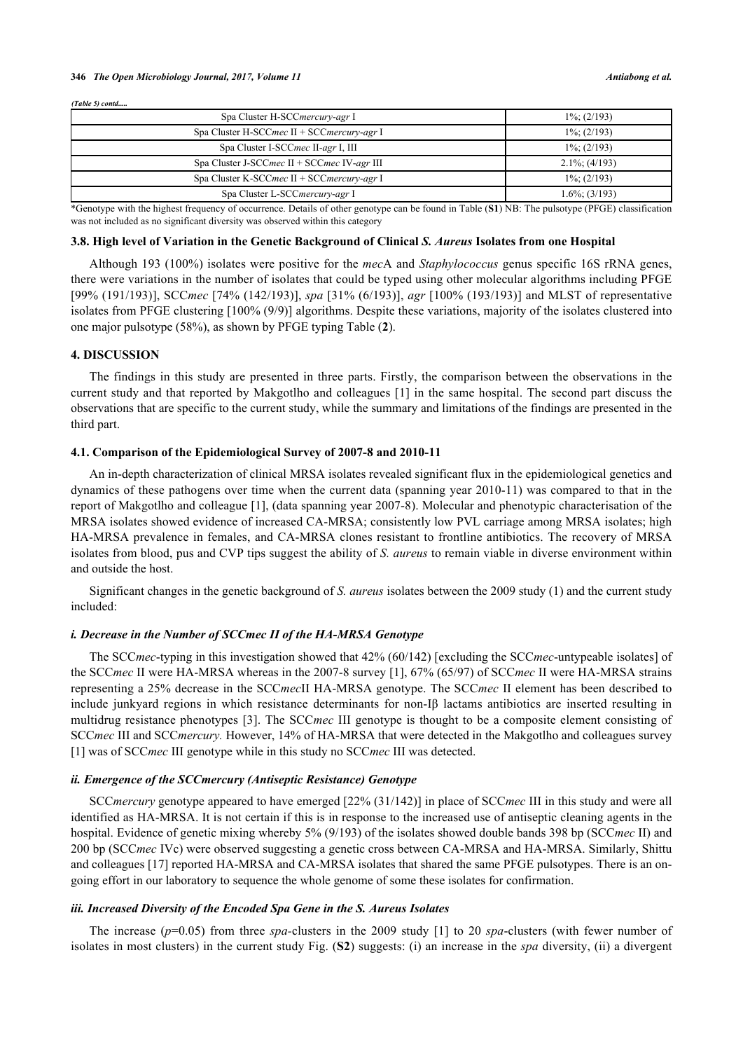*(Table 5) contd.....*

| | |
|---|---|
| Spa Cluster H-SCC*mercury*-*agr* I | 1%; (2/193) |
| Spa Cluster H-SCC*mec* II + SCC*mercury*-*agr* I | 1%; (2/193) |
| Spa Cluster I-SCC*mec* II-*agr* I, III | 1%; (2/193) |
| Spa Cluster J-SCC*mec* II + SCC*mec* IV-*agr* III | 2.1%; (4/193) |
| Spa Cluster K-SCC*mec* II + SCC*mercury*-*agr* I | 1%; (2/193) |
| Spa Cluster L-SCC*mercury*-*agr* I | 1.6%; (3/193) |

*Genotype with the highest frequency of occurrence. Details of other genotype can be found in Table (**S1**) NB: The pulsotype (PFGE) classification was not included as no significant diversity was observed within this category

### 3.8. High level of Variation in the Genetic Background of Clinical *S. Aureus* Isolates from one Hospital

Although 193 (100%) isolates were positive for the *mec*A and *Staphylococcus* genus specific 16S rRNA genes, there were variations in the number of isolates that could be typed using other molecular algorithms including PFGE [99% (191/193)], SCC*mec* [74% (142/193)], *spa* [31% (6/193)], *agr* [100% (193/193)] and MLST of representative isolates from PFGE clustering [100% (9/9)] algorithms. Despite these variations, majority of the isolates clustered into one major pulsotype (58%), as shown by PFGE typing Table (**2**).

## 4. DISCUSSION

The findings in this study are presented in three parts. Firstly, the comparison between the observations in the current study and that reported by Makgotlho and colleagues [1] in the same hospital. The second part discuss the observations that are specific to the current study, while the summary and limitations of the findings are presented in the third part.

### 4.1. Comparison of the Epidemiological Survey of 2007-8 and 2010-11

An in-depth characterization of clinical MRSA isolates revealed significant flux in the epidemiological genetics and dynamics of these pathogens over time when the current data (spanning year 2010-11) was compared to that in the report of Makgotlho and colleague [1], (data spanning year 2007-8). Molecular and phenotypic characterisation of the MRSA isolates showed evidence of increased CA-MRSA; consistently low PVL carriage among MRSA isolates; high HA-MRSA prevalence in females, and CA-MRSA clones resistant to frontline antibiotics. The recovery of MRSA isolates from blood, pus and CVP tips suggest the ability of *S. aureus* to remain viable in diverse environment within and outside the host.

Significant changes in the genetic background of *S. aureus* isolates between the 2009 study (1) and the current study included:

#### *i. Decrease in the Number of SCCmec II of the HA-MRSA Genotype*

The SCC*mec*-typing in this investigation showed that 42% (60/142) [excluding the SCC*mec*-untypeable isolates] of the SCC*mec* II were HA-MRSA whereas in the 2007-8 survey [1], 67% (65/97) of SCC*mec* II were HA-MRSA strains representing a 25% decrease in the SCC*mec*II HA-MRSA genotype. The SCC*mec* II element has been described to include junkyard regions in which resistance determinants for non-Iβ lactams antibiotics are inserted resulting in multidrug resistance phenotypes [3]. The SCC*mec* III genotype is thought to be a composite element consisting of SCC*mec* III and SCC*mercury.* However, 14% of HA-MRSA that were detected in the Makgotlho and colleagues survey [1] was of SCC*mec* III genotype while in this study no SCC*mec* III was detected.

#### *ii. Emergence of the SCCmercury (Antiseptic Resistance) Genotype*

SCC*mercury* genotype appeared to have emerged [22% (31/142)] in place of SCC*mec* III in this study and were all identified as HA-MRSA. It is not certain if this is in response to the increased use of antiseptic cleaning agents in the hospital. Evidence of genetic mixing whereby 5% (9/193) of the isolates showed double bands 398 bp (SCC*mec* II) and 200 bp (SCC*mec* IVc) were observed suggesting a genetic cross between CA-MRSA and HA-MRSA. Similarly, Shittu and colleagues [17] reported HA-MRSA and CA-MRSA isolates that shared the same PFGE pulsotypes. There is an on-going effort in our laboratory to sequence the whole genome of some these isolates for confirmation.

#### *iii. Increased Diversity of the Encoded Spa Gene in the S. Aureus Isolates*

The increase ($p$=0.05) from three *spa*-clusters in the 2009 study [1] to 20 *spa*-clusters (with fewer number of isolates in most clusters) in the current study Fig. (**S2**) suggests: (i) an increase in the *spa* diversity, (ii) a divergent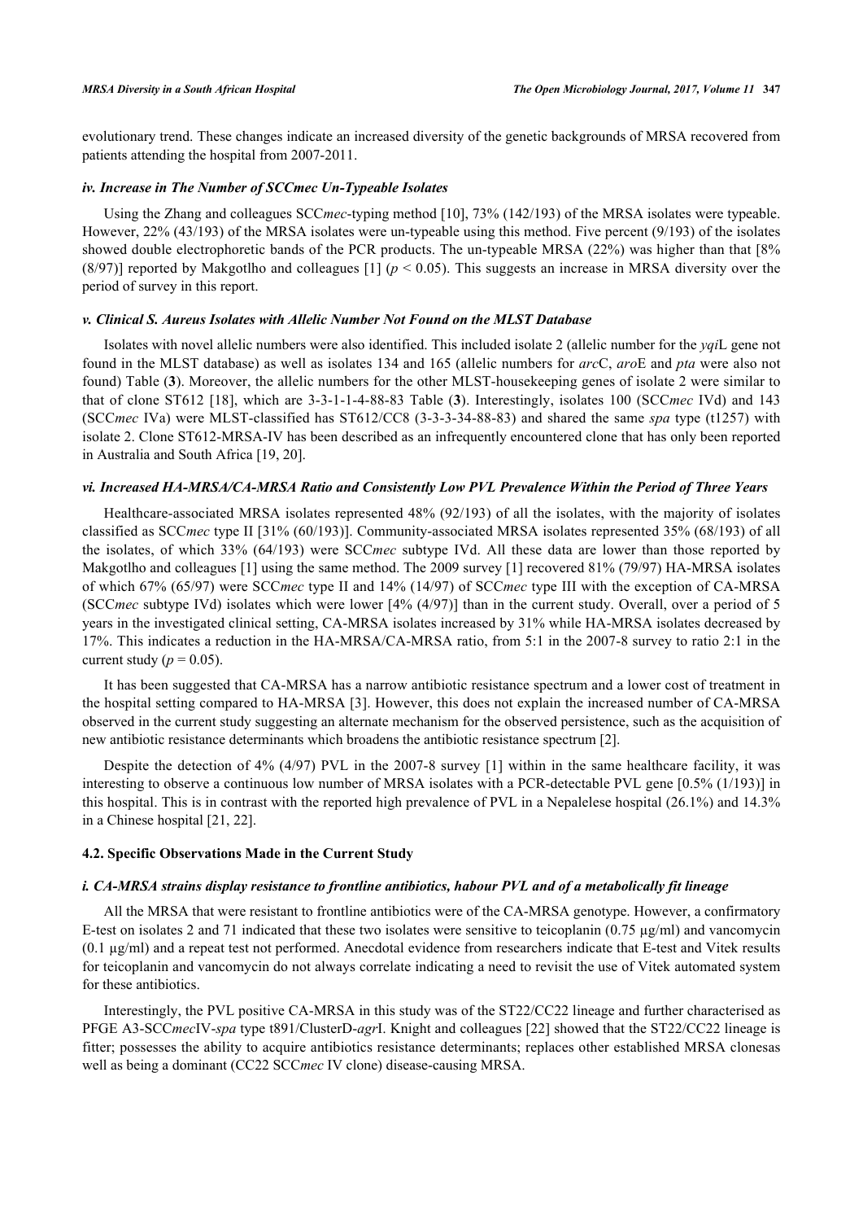evolutionary trend. These changes indicate an increased diversity of the genetic backgrounds of MRSA recovered from patients attending the hospital from 2007-2011.

#### *iv. Increase in The Number of SCCmec Un-Typeable Isolates*

Using the Zhang and colleagues SCC*mec*-typing method [10], 73% (142/193) of the MRSA isolates were typeable. However, 22% (43/193) of the MRSA isolates were un-typeable using this method. Five percent (9/193) of the isolates showed double electrophoretic bands of the PCR products. The un-typeable MRSA (22%) was higher than that [8% (8/97)] reported by Makgotlho and colleagues [1] ($p < 0.05$). This suggests an increase in MRSA diversity over the period of survey in this report.

#### *v. Clinical S. Aureus Isolates with Allelic Number Not Found on the MLST Database*

Isolates with novel allelic numbers were also identified. This included isolate 2 (allelic number for the *yqi*L gene not found in the MLST database) as well as isolates 134 and 165 (allelic numbers for *arc*C, *aro*E and *pta* were also not found) Table (**3**). Moreover, the allelic numbers for the other MLST-housekeeping genes of isolate 2 were similar to that of clone ST612 [18], which are 3-3-1-1-4-88-83 Table (**3**). Interestingly, isolates 100 (SCC*mec* IVd) and 143 (SCC*mec* IVa) were MLST-classified has ST612/CC8 (3-3-3-34-88-83) and shared the same *spa* type (t1257) with isolate 2. Clone ST612-MRSA-IV has been described as an infrequently encountered clone that has only been reported in Australia and South Africa [19, 20].

#### *vi. Increased HA-MRSA/CA-MRSA Ratio and Consistently Low PVL Prevalence Within the Period of Three Years*

Healthcare-associated MRSA isolates represented 48% (92/193) of all the isolates, with the majority of isolates classified as SCC*mec* type II [31% (60/193)]. Community-associated MRSA isolates represented 35% (68/193) of all the isolates, of which 33% (64/193) were SCC*mec* subtype IVd. All these data are lower than those reported by Makgotlho and colleagues [1] using the same method. The 2009 survey [1] recovered 81% (79/97) HA-MRSA isolates of which 67% (65/97) were SCC*mec* type II and 14% (14/97) of SCC*mec* type III with the exception of CA-MRSA (SCC*mec* subtype IVd) isolates which were lower [4% (4/97)] than in the current study. Overall, over a period of 5 years in the investigated clinical setting, CA-MRSA isolates increased by 31% while HA-MRSA isolates decreased by 17%. This indicates a reduction in the HA-MRSA/CA-MRSA ratio, from 5:1 in the 2007-8 survey to ratio 2:1 in the current study ($p = 0.05$).

It has been suggested that CA-MRSA has a narrow antibiotic resistance spectrum and a lower cost of treatment in the hospital setting compared to HA-MRSA [3]. However, this does not explain the increased number of CA-MRSA observed in the current study suggesting an alternate mechanism for the observed persistence, such as the acquisition of new antibiotic resistance determinants which broadens the antibiotic resistance spectrum [2].

Despite the detection of 4% (4/97) PVL in the 2007-8 survey [1] within in the same healthcare facility, it was interesting to observe a continuous low number of MRSA isolates with a PCR-detectable PVL gene [0.5% (1/193)] in this hospital. This is in contrast with the reported high prevalence of PVL in a Nepalelese hospital (26.1%) and 14.3% in a Chinese hospital [21, 22].

### 4.2. Specific Observations Made in the Current Study

#### *i. CA-MRSA strains display resistance to frontline antibiotics, habour PVL and of a metabolically fit lineage*

All the MRSA that were resistant to frontline antibiotics were of the CA-MRSA genotype. However, a confirmatory E-test on isolates 2 and 71 indicated that these two isolates were sensitive to teicoplanin (0.75 µg/ml) and vancomycin (0.1 µg/ml) and a repeat test not performed. Anecdotal evidence from researchers indicate that E-test and Vitek results for teicoplanin and vancomycin do not always correlate indicating a need to revisit the use of Vitek automated system for these antibiotics.

Interestingly, the PVL positive CA-MRSA in this study was of the ST22/CC22 lineage and further characterised as PFGE A3-SCC*mec*IV-*spa* type t891/ClusterD-*agr*I. Knight and colleagues [22] showed that the ST22/CC22 lineage is fitter; possesses the ability to acquire antibiotics resistance determinants; replaces other established MRSA clonesas well as being a dominant (CC22 SCC*mec* IV clone) disease-causing MRSA.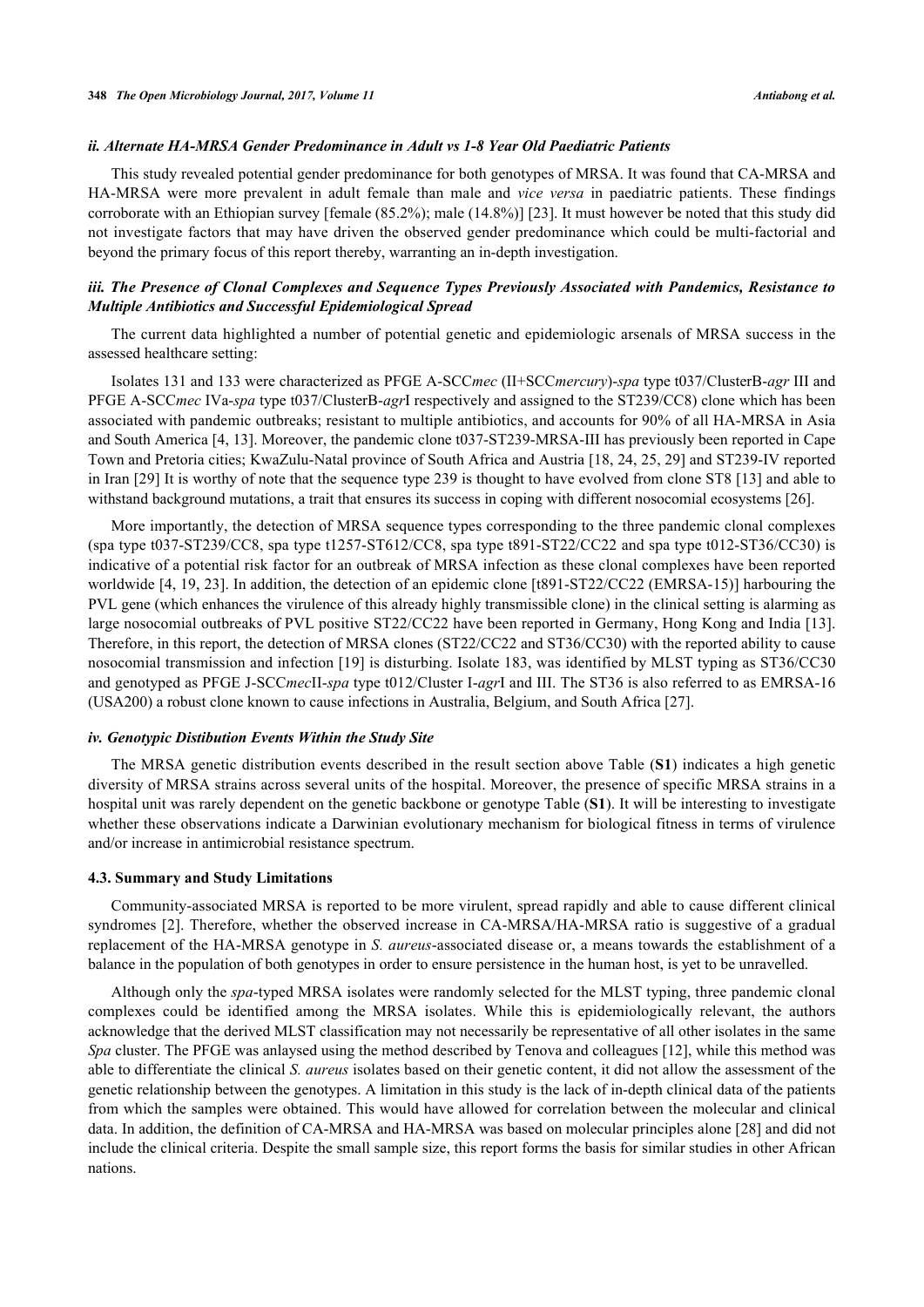#### *ii. Alternate HA-MRSA Gender Predominance in Adult vs 1-8 Year Old Paediatric Patients*

This study revealed potential gender predominance for both genotypes of MRSA. It was found that CA-MRSA and HA-MRSA were more prevalent in adult female than male and *vice versa* in paediatric patients. These findings corroborate with an Ethiopian survey [female (85.2%); male (14.8%)] [23]. It must however be noted that this study did not investigate factors that may have driven the observed gender predominance which could be multi-factorial and beyond the primary focus of this report thereby, warranting an in-depth investigation.

#### *iii. The Presence of Clonal Complexes and Sequence Types Previously Associated with Pandemics, Resistance to Multiple Antibiotics and Successful Epidemiological Spread*

The current data highlighted a number of potential genetic and epidemiologic arsenals of MRSA success in the assessed healthcare setting:

Isolates 131 and 133 were characterized as PFGE A-SCC*mec* (II+SCC*mercury*)-*spa* type t037/ClusterB-*agr* III and PFGE A-SCC*mec* IVa-*spa* type t037/ClusterB-*agr*I respectively and assigned to the ST239/CC8) clone which has been associated with pandemic outbreaks; resistant to multiple antibiotics, and accounts for 90% of all HA-MRSA in Asia and South America [4, 13]. Moreover, the pandemic clone t037-ST239-MRSA-III has previously been reported in Cape Town and Pretoria cities; KwaZulu-Natal province of South Africa and Austria [18, 24, 25, 29] and ST239-IV reported in Iran [29] It is worthy of note that the sequence type 239 is thought to have evolved from clone ST8 [13] and able to withstand background mutations, a trait that ensures its success in coping with different nosocomial ecosystems [26].

More importantly, the detection of MRSA sequence types corresponding to the three pandemic clonal complexes (spa type t037-ST239/CC8, spa type t1257-ST612/CC8, spa type t891-ST22/CC22 and spa type t012-ST36/CC30) is indicative of a potential risk factor for an outbreak of MRSA infection as these clonal complexes have been reported worldwide [4, 19, 23]. In addition, the detection of an epidemic clone [t891-ST22/CC22 (EMRSA-15)] harbouring the PVL gene (which enhances the virulence of this already highly transmissible clone) in the clinical setting is alarming as large nosocomial outbreaks of PVL positive ST22/CC22 have been reported in Germany, Hong Kong and India [13]. Therefore, in this report, the detection of MRSA clones (ST22/CC22 and ST36/CC30) with the reported ability to cause nosocomial transmission and infection [19] is disturbing. Isolate 183, was identified by MLST typing as ST36/CC30 and genotyped as PFGE J-SCC*mec*II-*spa* type t012/Cluster I-*agr*I and III. The ST36 is also referred to as EMRSA-16 (USA200) a robust clone known to cause infections in Australia, Belgium, and South Africa [27].

#### *iv. Genotypic Distibution Events Within the Study Site*

The MRSA genetic distribution events described in the result section above Table (**S1**) indicates a high genetic diversity of MRSA strains across several units of the hospital. Moreover, the presence of specific MRSA strains in a hospital unit was rarely dependent on the genetic backbone or genotype Table (**S1**). It will be interesting to investigate whether these observations indicate a Darwinian evolutionary mechanism for biological fitness in terms of virulence and/or increase in antimicrobial resistance spectrum.

### 4.3. Summary and Study Limitations

Community-associated MRSA is reported to be more virulent, spread rapidly and able to cause different clinical syndromes [2]. Therefore, whether the observed increase in CA-MRSA/HA-MRSA ratio is suggestive of a gradual replacement of the HA-MRSA genotype in *S. aureus*-associated disease or, a means towards the establishment of a balance in the population of both genotypes in order to ensure persistence in the human host, is yet to be unravelled.

Although only the *spa*-typed MRSA isolates were randomly selected for the MLST typing, three pandemic clonal complexes could be identified among the MRSA isolates. While this is epidemiologically relevant, the authors acknowledge that the derived MLST classification may not necessarily be representative of all other isolates in the same *Spa* cluster. The PFGE was anlaysed using the method described by Tenova and colleagues [12], while this method was able to differentiate the clinical *S. aureus* isolates based on their genetic content, it did not allow the assessment of the genetic relationship between the genotypes. A limitation in this study is the lack of in-depth clinical data of the patients from which the samples were obtained. This would have allowed for correlation between the molecular and clinical data. In addition, the definition of CA-MRSA and HA-MRSA was based on molecular principles alone [28] and did not include the clinical criteria. Despite the small sample size, this report forms the basis for similar studies in other African nations.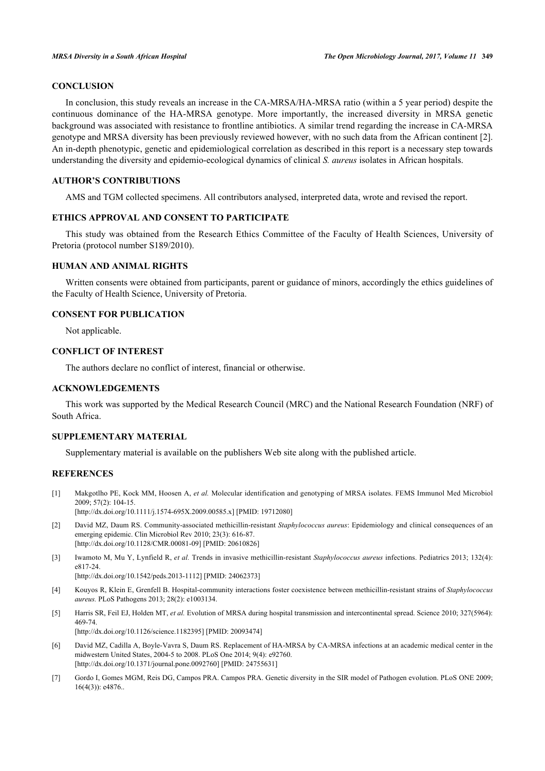## CONCLUSION

In conclusion, this study reveals an increase in the CA-MRSA/HA-MRSA ratio (within a 5 year period) despite the continuous dominance of the HA-MRSA genotype. More importantly, the increased diversity in MRSA genetic background was associated with resistance to frontline antibiotics. A similar trend regarding the increase in CA-MRSA genotype and MRSA diversity has been previously reviewed however, with no such data from the African continent [2]. An in-depth phenotypic, genetic and epidemiological correlation as described in this report is a necessary step towards understanding the diversity and epidemio-ecological dynamics of clinical *S. aureus* isolates in African hospitals.

## AUTHOR'S CONTRIBUTIONS

AMS and TGM collected specimens. All contributors analysed, interpreted data, wrote and revised the report.

## ETHICS APPROVAL AND CONSENT TO PARTICIPATE

This study was obtained from the Research Ethics Committee of the Faculty of Health Sciences, University of Pretoria (protocol number S189/2010).

## HUMAN AND ANIMAL RIGHTS

Written consents were obtained from participants, parent or guidance of minors, accordingly the ethics guidelines of the Faculty of Health Science, University of Pretoria.

## CONSENT FOR PUBLICATION

Not applicable.

## CONFLICT OF INTEREST

The authors declare no conflict of interest, financial or otherwise.

## ACKNOWLEDGEMENTS

This work was supported by the Medical Research Council (MRC) and the National Research Foundation (NRF) of South Africa.

## SUPPLEMENTARY MATERIAL

Supplementary material is available on the publishers Web site along with the published article.

## REFERENCES

[1] Makgotlho PE, Kock MM, Hoosen A, *et al.* Molecular identification and genotyping of MRSA isolates. FEMS Immunol Med Microbiol 2009; 57(2): 104-15.
[http://dx.doi.org/10.1111/j.1574-695X.2009.00585.x] [PMID: 19712080]

[2] David MZ, Daum RS. Community-associated methicillin-resistant *Staphylococcus aureus*: Epidemiology and clinical consequences of an emerging epidemic. Clin Microbiol Rev 2010; 23(3): 616-87.
[http://dx.doi.org/10.1128/CMR.00081-09] [PMID: 20610826]

[3] Iwamoto M, Mu Y, Lynfield R, *et al.* Trends in invasive methicillin-resistant *Staphylococcus aureus* infections. Pediatrics 2013; 132(4): e817-24.
[http://dx.doi.org/10.1542/peds.2013-1112] [PMID: 24062373]

[4] Kouyos R, Klein E, Grenfell B. Hospital-community interactions foster coexistence between methicillin-resistant strains of *Staphylococcus aureus.* PLoS Pathogens 2013; 28(2): e1003134.

[5] Harris SR, Feil EJ, Holden MT, *et al.* Evolution of MRSA during hospital transmission and intercontinental spread. Science 2010; 327(5964): 469-74.
[http://dx.doi.org/10.1126/science.1182395] [PMID: 20093474]

[6] David MZ, Cadilla A, Boyle-Vavra S, Daum RS. Replacement of HA-MRSA by CA-MRSA infections at an academic medical center in the midwestern United States, 2004-5 to 2008. PLoS One 2014; 9(4): e92760.
[http://dx.doi.org/10.1371/journal.pone.0092760] [PMID: 24755631]

[7] Gordo I, Gomes MGM, Reis DG, Campos PRA. Campos PRA. Genetic diversity in the SIR model of Pathogen evolution. PLoS ONE 2009; 16(4(3)): e4876..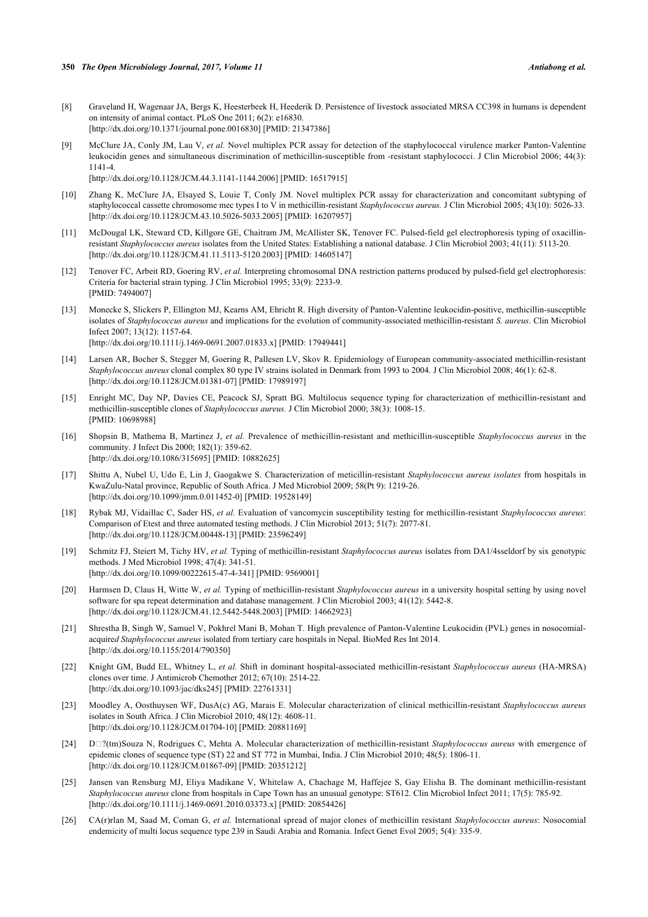[8] Graveland H, Wagenaar JA, Bergs K, Heesterbeek H, Heederik D. Persistence of livestock associated MRSA CC398 in humans is dependent on intensity of animal contact. PLoS One 2011; 6(2): e16830.
[http://dx.doi.org/10.1371/journal.pone.0016830] [PMID: 21347386]

[9] McClure JA, Conly JM, Lau V, *et al.* Novel multiplex PCR assay for detection of the staphylococcal virulence marker Panton-Valentine leukocidin genes and simultaneous discrimination of methicillin-susceptible from -resistant staphylococci. J Clin Microbiol 2006; 44(3): 1141-4.
[http://dx.doi.org/10.1128/JCM.44.3.1141-1144.2006] [PMID: 16517915]

[10] Zhang K, McClure JA, Elsayed S, Louie T, Conly JM. Novel multiplex PCR assay for characterization and concomitant subtyping of staphylococcal cassette chromosome mec types I to V in methicillin-resistant *Staphylococcus aureus.* J Clin Microbiol 2005; 43(10): 5026-33.
[http://dx.doi.org/10.1128/JCM.43.10.5026-5033.2005] [PMID: 16207957]

[11] McDougal LK, Steward CD, Killgore GE, Chaitram JM, McAllister SK, Tenover FC. Pulsed-field gel electrophoresis typing of oxacillin-resistant *Staphylococcus aureus* isolates from the United States: Establishing a national database. J Clin Microbiol 2003; 41(11): 5113-20.
[http://dx.doi.org/10.1128/JCM.41.11.5113-5120.2003] [PMID: 14605147]

[12] Tenover FC, Arbeit RD, Goering RV, *et al.* Interpreting chromosomal DNA restriction patterns produced by pulsed-field gel electrophoresis: Criteria for bacterial strain typing. J Clin Microbiol 1995; 33(9): 2233-9.
[PMID: 7494007]

[13] Monecke S, Slickers P, Ellington MJ, Kearns AM, Ehricht R. High diversity of Panton-Valentine leukocidin-positive, methicillin-susceptible isolates of *Staphylococcus aureus* and implications for the evolution of community-associated methicillin-resistant *S. aureus*. Clin Microbiol Infect 2007; 13(12): 1157-64.
[http://dx.doi.org/10.1111/j.1469-0691.2007.01833.x] [PMID: 17949441]

[14] Larsen AR, Bocher S, Stegger M, Goering R, Pallesen LV, Skov R. Epidemiology of European community-associated methicillin-resistant *Staphylococcus aureus* clonal complex 80 type IV strains isolated in Denmark from 1993 to 2004. J Clin Microbiol 2008; 46(1): 62-8.
[http://dx.doi.org/10.1128/JCM.01381-07] [PMID: 17989197]

[15] Enright MC, Day NP, Davies CE, Peacock SJ, Spratt BG. Multilocus sequence typing for characterization of methicillin-resistant and methicillin-susceptible clones of *Staphylococcus aureus.* J Clin Microbiol 2000; 38(3): 1008-15.
[PMID: 10698988]

[16] Shopsin B, Mathema B, Martinez J, *et al.* Prevalence of methicillin-resistant and methicillin-susceptible *Staphylococcus aureus* in the community. J Infect Dis 2000; 182(1): 359-62.
[http://dx.doi.org/10.1086/315695] [PMID: 10882625]

[17] Shittu A, Nubel U, Udo E, Lin J, Gaogakwe S. Characterization of meticillin-resistant *Staphylococcus aureus isolates* from hospitals in KwaZulu-Natal province, Republic of South Africa. J Med Microbiol 2009; 58(Pt 9): 1219-26.
[http://dx.doi.org/10.1099/jmm.0.011452-0] [PMID: 19528149]

[18] Rybak MJ, Vidaillac C, Sader HS, *et al.* Evaluation of vancomycin susceptibility testing for methicillin-resistant *Staphylococcus aureus*: Comparison of Etest and three automated testing methods. J Clin Microbiol 2013; 51(7): 2077-81.
[http://dx.doi.org/10.1128/JCM.00448-13] [PMID: 23596249]

[19] Schmitz FJ, Steiert M, Tichy HV, *et al.* Typing of methicillin-resistant *Staphylococcus aureus* isolates from DA1/4sseldorf by six genotypic methods. J Med Microbiol 1998; 47(4): 341-51.
[http://dx.doi.org/10.1099/00222615-47-4-341] [PMID: 9569001]

[20] Harmsen D, Claus H, Witte W, *et al.* Typing of methicillin-resistant *Staphylococcus aureus* in a university hospital setting by using novel software for spa repeat determination and database management. J Clin Microbiol 2003; 41(12): 5442-8.
[http://dx.doi.org/10.1128/JCM.41.12.5442-5448.2003] [PMID: 14662923]

[21] Shrestha B, Singh W, Samuel V, Pokhrel Mani B, Mohan T. High prevalence of Panton-Valentine Leukocidin (PVL) genes in nosocomial-acquired *Staphylococcus aureus* isolated from tertiary care hospitals in Nepal. BioMed Res Int 2014.
[http://dx.doi.org/10.1155/2014/790350]

[22] Knight GM, Budd EL, Whitney L, *et al.* Shift in dominant hospital-associated methicillin-resistant *Staphylococcus aureus* (HA-MRSA) clones over time. J Antimicrob Chemother 2012; 67(10): 2514-22.
[http://dx.doi.org/10.1093/jac/dks245] [PMID: 22761331]

[23] Moodley A, Oosthuysen WF, DusA(c) AG, Marais E. Molecular characterization of clinical methicillin-resistant *Staphylococcus aureus* isolates in South Africa. J Clin Microbiol 2010; 48(12): 4608-11.
[http://dx.doi.org/10.1128/JCM.01704-10] [PMID: 20881169]

[24] D□?(tm)Souza N, Rodrigues C, Mehta A. Molecular characterization of methicillin-resistant *Staphylococcus aureus* with emergence of epidemic clones of sequence type (ST) 22 and ST 772 in Mumbai, India. J Clin Microbiol 2010; 48(5): 1806-11.
[http://dx.doi.org/10.1128/JCM.01867-09] [PMID: 20351212]

[25] Jansen van Rensburg MJ, Eliya Madikane V, Whitelaw A, Chachage M, Haffejee S, Gay Elisha B. The dominant methicillin-resistant *Staphylococcus aureus* clone from hospitals in Cape Town has an unusual genotype: ST612. Clin Microbiol Infect 2011; 17(5): 785-92.
[http://dx.doi.org/10.1111/j.1469-0691.2010.03373.x] [PMID: 20854426]

[26] CA(r)rlan M, Saad M, Coman G, *et al.* International spread of major clones of methicillin resistant *Staphylococcus aureus*: Nosocomial endemicity of multi locus sequence type 239 in Saudi Arabia and Romania. Infect Genet Evol 2005; 5(4): 335-9.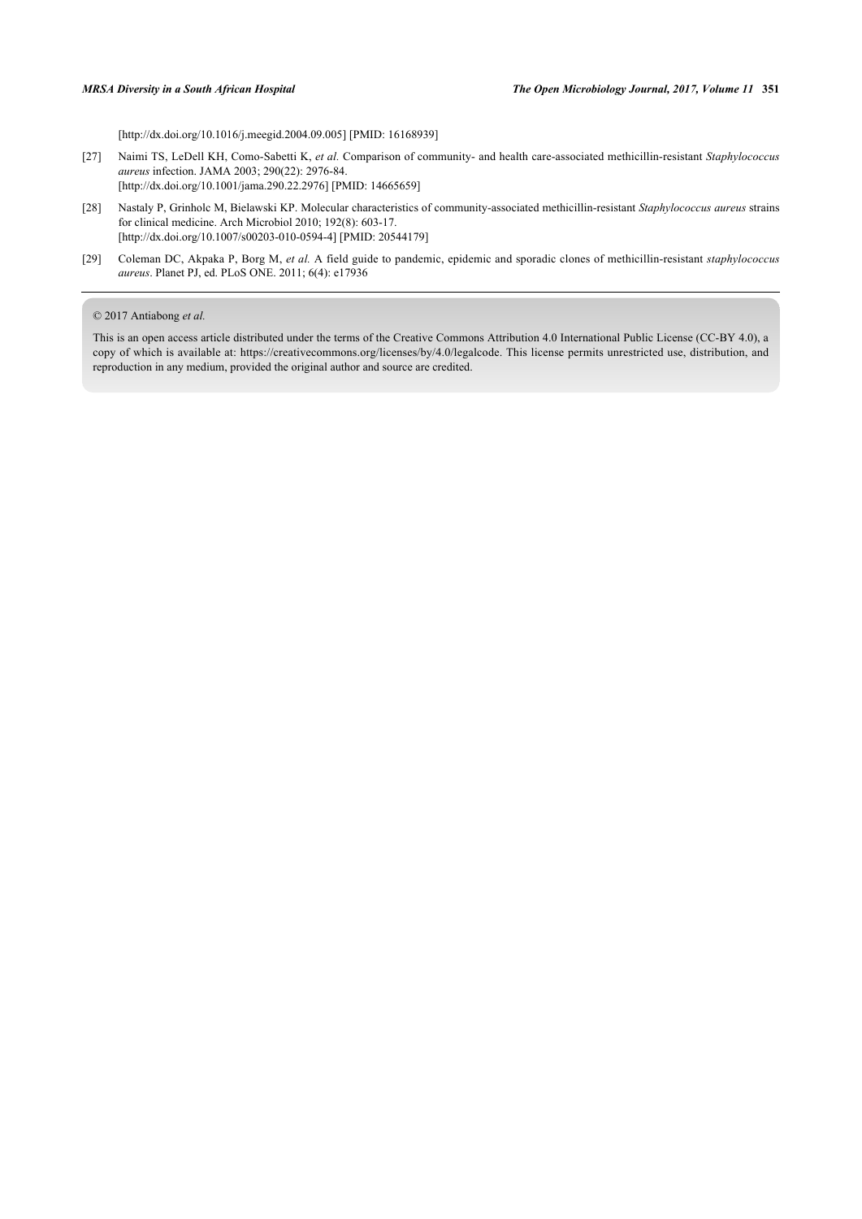[http://dx.doi.org/10.1016/j.meegid.2004.09.005] [PMID: 16168939]

[27] Naimi TS, LeDell KH, Como-Sabetti K, *et al.* Comparison of community- and health care-associated methicillin-resistant *Staphylococcus aureus* infection. JAMA 2003; 290(22): 2976-84.
[http://dx.doi.org/10.1001/jama.290.22.2976] [PMID: 14665659]

[28] Nastaly P, Grinholc M, Bielawski KP. Molecular characteristics of community-associated methicillin-resistant *Staphylococcus aureus* strains for clinical medicine. Arch Microbiol 2010; 192(8): 603-17.
[http://dx.doi.org/10.1007/s00203-010-0594-4] [PMID: 20544179]

[29] Coleman DC, Akpaka P, Borg M, *et al.* A field guide to pandemic, epidemic and sporadic clones of methicillin-resistant *staphylococcus aureus*. Planet PJ, ed. PLoS ONE. 2011; 6(4): e17936

© 2017 Antiabong *et al.*

This is an open access article distributed under the terms of the Creative Commons Attribution 4.0 International Public License (CC-BY 4.0), a copy of which is available at: https://creativecommons.org/licenses/by/4.0/legalcode. This license permits unrestricted use, distribution, and reproduction in any medium, provided the original author and source are credited.